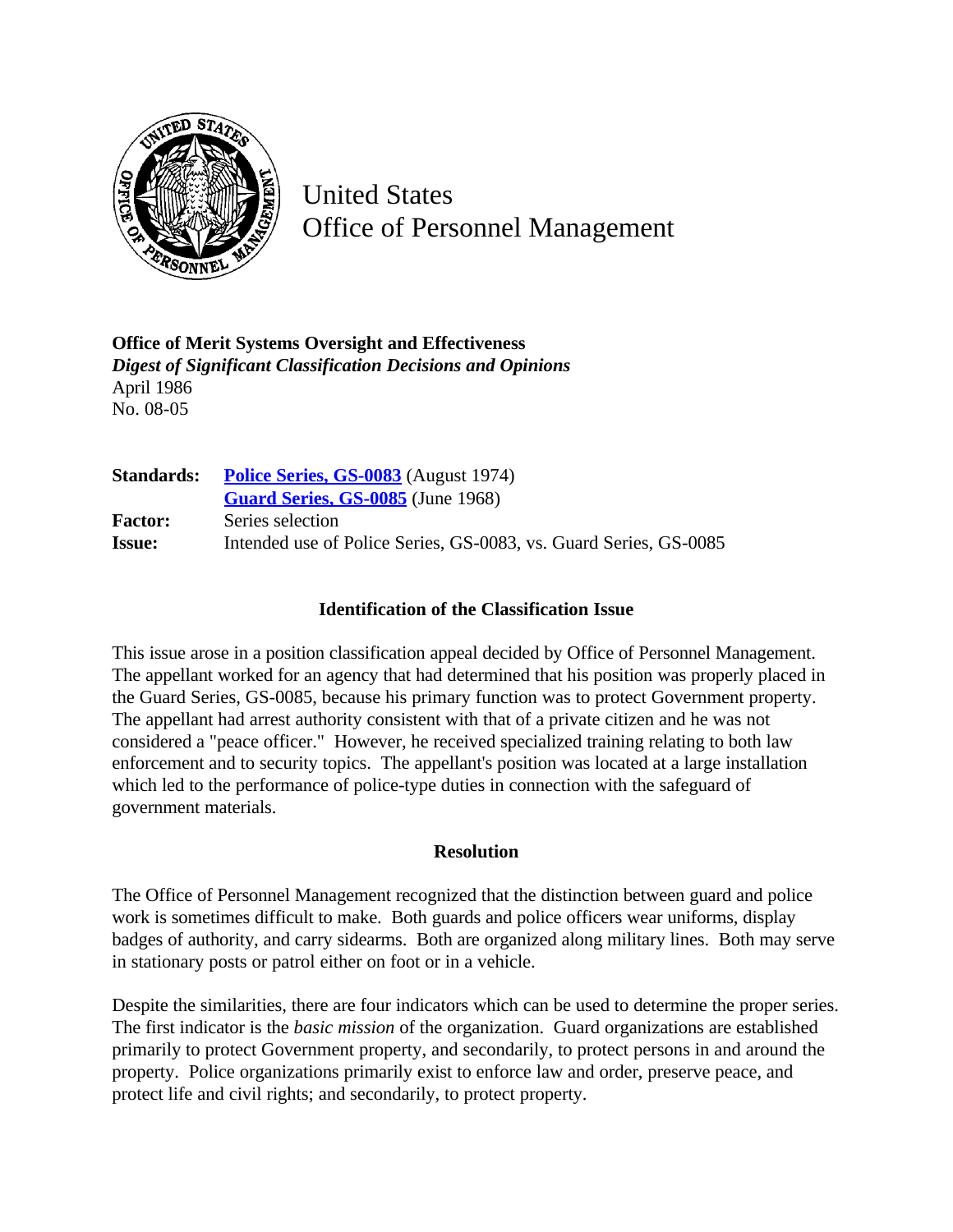United States
Office of Personnel Management

**Office of Merit Systems Oversight and Effectiveness**
***Digest of Significant Classification Decisions and Opinions***
April 1986
No. 08-05

| | |
|---|---|
| **Standards:** | **Police Series, GS-0083** (August 1974) |
| | **Guard Series, GS-0085** (June 1968) |
| **Factor:** | Series selection |
| **Issue:** | Intended use of Police Series, GS-0083, vs. Guard Series, GS-0085 |

## Identification of the Classification Issue

This issue arose in a position classification appeal decided by Office of Personnel Management. The appellant worked for an agency that had determined that his position was properly placed in the Guard Series, GS-0085, because his primary function was to protect Government property. The appellant had arrest authority consistent with that of a private citizen and he was not considered a "peace officer." However, he received specialized training relating to both law enforcement and to security topics. The appellant's position was located at a large installation which led to the performance of police-type duties in connection with the safeguard of government materials.

## Resolution

The Office of Personnel Management recognized that the distinction between guard and police work is sometimes difficult to make. Both guards and police officers wear uniforms, display badges of authority, and carry sidearms. Both are organized along military lines. Both may serve in stationary posts or patrol either on foot or in a vehicle.

Despite the similarities, there are four indicators which can be used to determine the proper series. The first indicator is the *basic mission* of the organization. Guard organizations are established primarily to protect Government property, and secondarily, to protect persons in and around the property. Police organizations primarily exist to enforce law and order, preserve peace, and protect life and civil rights; and secondarily, to protect property.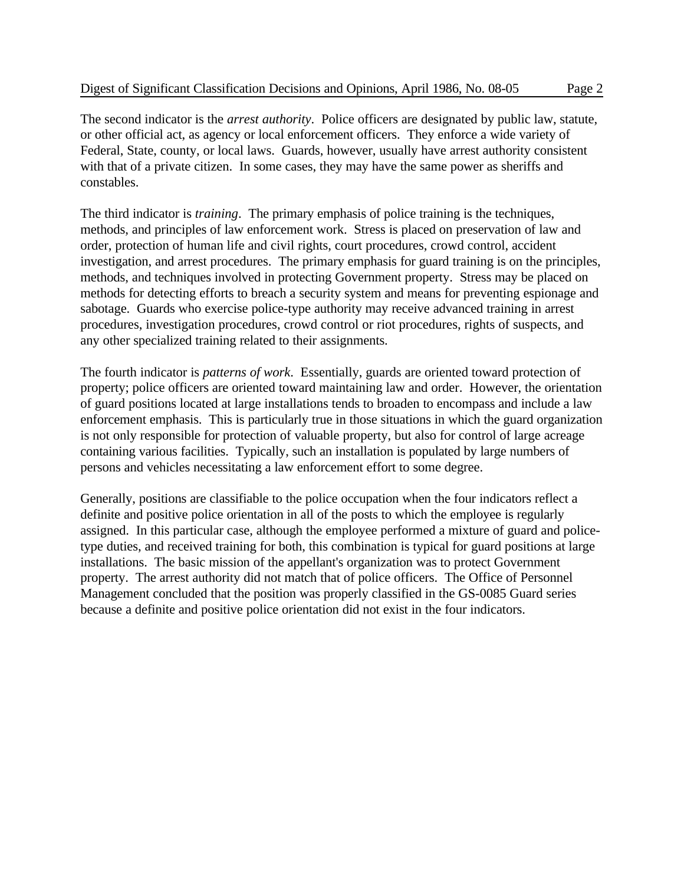The second indicator is the *arrest authority*. Police officers are designated by public law, statute, or other official act, as agency or local enforcement officers. They enforce a wide variety of Federal, State, county, or local laws. Guards, however, usually have arrest authority consistent with that of a private citizen. In some cases, they may have the same power as sheriffs and constables.

The third indicator is *training*. The primary emphasis of police training is the techniques, methods, and principles of law enforcement work. Stress is placed on preservation of law and order, protection of human life and civil rights, court procedures, crowd control, accident investigation, and arrest procedures. The primary emphasis for guard training is on the principles, methods, and techniques involved in protecting Government property. Stress may be placed on methods for detecting efforts to breach a security system and means for preventing espionage and sabotage. Guards who exercise police-type authority may receive advanced training in arrest procedures, investigation procedures, crowd control or riot procedures, rights of suspects, and any other specialized training related to their assignments.

The fourth indicator is *patterns of work*. Essentially, guards are oriented toward protection of property; police officers are oriented toward maintaining law and order. However, the orientation of guard positions located at large installations tends to broaden to encompass and include a law enforcement emphasis. This is particularly true in those situations in which the guard organization is not only responsible for protection of valuable property, but also for control of large acreage containing various facilities. Typically, such an installation is populated by large numbers of persons and vehicles necessitating a law enforcement effort to some degree.

Generally, positions are classifiable to the police occupation when the four indicators reflect a definite and positive police orientation in all of the posts to which the employee is regularly assigned. In this particular case, although the employee performed a mixture of guard and police-type duties, and received training for both, this combination is typical for guard positions at large installations. The basic mission of the appellant's organization was to protect Government property. The arrest authority did not match that of police officers. The Office of Personnel Management concluded that the position was properly classified in the GS-0085 Guard series because a definite and positive police orientation did not exist in the four indicators.